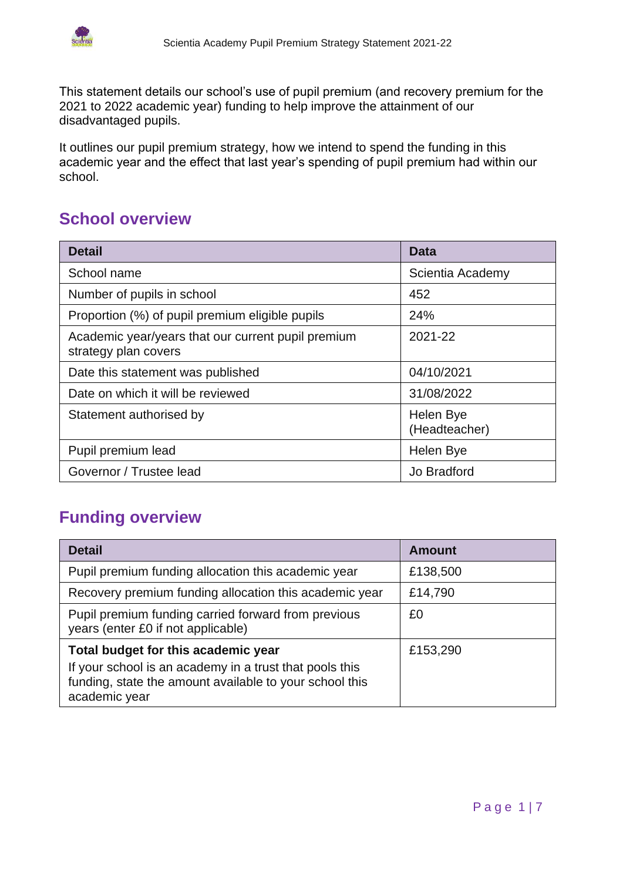This statement details our school's use of pupil premium (and recovery premium for the 2021 to 2022 academic year) funding to help improve the attainment of our disadvantaged pupils.

It outlines our pupil premium strategy, how we intend to spend the funding in this academic year and the effect that last year's spending of pupil premium had within our school.

## School overview

| Detail | Data |
| --- | --- |
| School name | Scientia Academy |
| Number of pupils in school | 452 |
| Proportion (%) of pupil premium eligible pupils | 24% |
| Academic year/years that our current pupil premium strategy plan covers | 2021-22 |
| Date this statement was published | 04/10/2021 |
| Date on which it will be reviewed | 31/08/2022 |
| Statement authorised by | Helen Bye (Headteacher) |
| Pupil premium lead | Helen Bye |
| Governor / Trustee lead | Jo Bradford |

## Funding overview

| Detail | Amount |
| --- | --- |
| Pupil premium funding allocation this academic year | £138,500 |
| Recovery premium funding allocation this academic year | £14,790 |
| Pupil premium funding carried forward from previous years (enter £0 if not applicable) | £0 |
| **Total budget for this academic year** If your school is an academy in a trust that pools this funding, state the amount available to your school this academic year | £153,290 |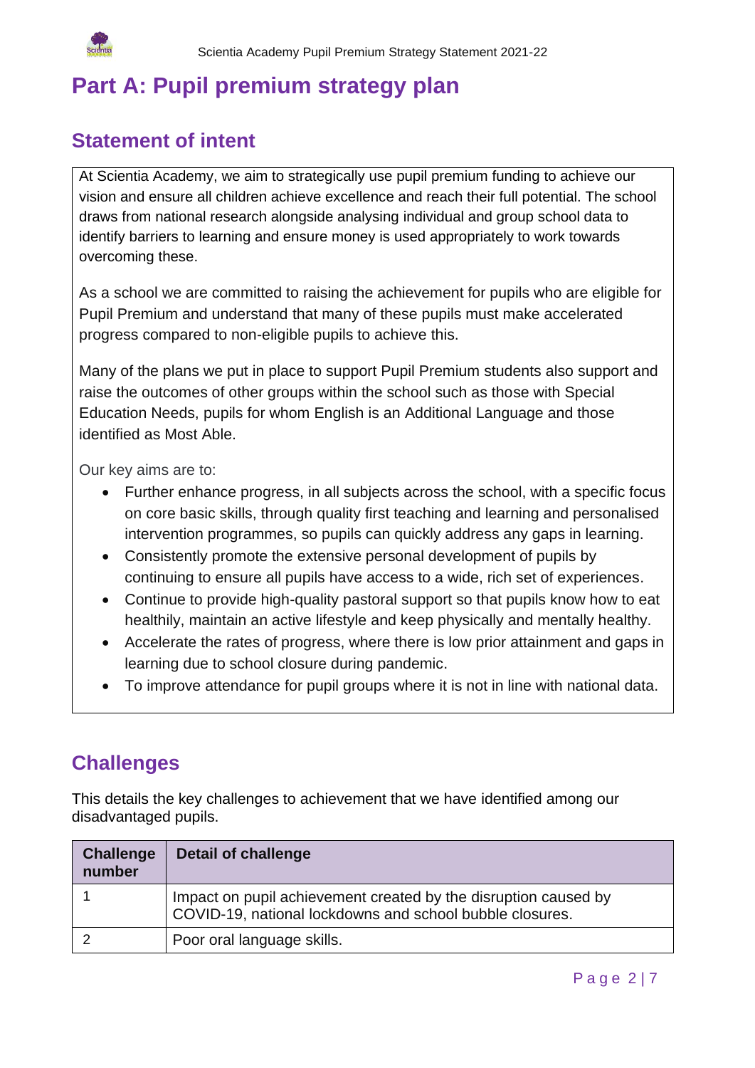# Part A: Pupil premium strategy plan

## Statement of intent

At Scientia Academy, we aim to strategically use pupil premium funding to achieve our vision and ensure all children achieve excellence and reach their full potential. The school draws from national research alongside analysing individual and group school data to identify barriers to learning and ensure money is used appropriately to work towards overcoming these.

As a school we are committed to raising the achievement for pupils who are eligible for Pupil Premium and understand that many of these pupils must make accelerated progress compared to non-eligible pupils to achieve this.

Many of the plans we put in place to support Pupil Premium students also support and raise the outcomes of other groups within the school such as those with Special Education Needs, pupils for whom English is an Additional Language and those identified as Most Able.

Our key aims are to:

- Further enhance progress, in all subjects across the school, with a specific focus on core basic skills, through quality first teaching and learning and personalised intervention programmes, so pupils can quickly address any gaps in learning.
- Consistently promote the extensive personal development of pupils by continuing to ensure all pupils have access to a wide, rich set of experiences.
- Continue to provide high-quality pastoral support so that pupils know how to eat healthily, maintain an active lifestyle and keep physically and mentally healthy.
- Accelerate the rates of progress, where there is low prior attainment and gaps in learning due to school closure during pandemic.
- To improve attendance for pupil groups where it is not in line with national data.

## Challenges

This details the key challenges to achievement that we have identified among our disadvantaged pupils.

| Challenge number | Detail of challenge |
| --- | --- |
| 1 | Impact on pupil achievement created by the disruption caused by COVID-19, national lockdowns and school bubble closures. |
| 2 | Poor oral language skills. |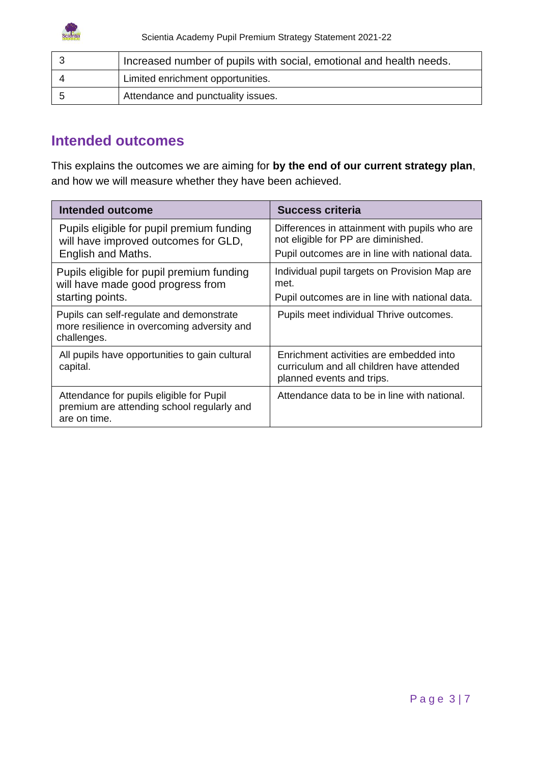| 3 | Increased number of pupils with social, emotional and health needs. |
|---|---|
| 4 | Limited enrichment opportunities. |
| 5 | Attendance and punctuality issues. |

## Intended outcomes

This explains the outcomes we are aiming for **by the end of our current strategy plan**, and how we will measure whether they have been achieved.

| Intended outcome | Success criteria |
|---|---|
| Pupils eligible for pupil premium funding will have improved outcomes for GLD, English and Maths. | Differences in attainment with pupils who are not eligible for PP are diminished.<br>Pupil outcomes are in line with national data. |
| Pupils eligible for pupil premium funding will have made good progress from starting points. | Individual pupil targets on Provision Map are met.<br>Pupil outcomes are in line with national data. |
| Pupils can self-regulate and demonstrate more resilience in overcoming adversity and challenges. | Pupils meet individual Thrive outcomes. |
| All pupils have opportunities to gain cultural capital. | Enrichment activities are embedded into curriculum and all children have attended planned events and trips. |
| Attendance for pupils eligible for Pupil premium are attending school regularly and are on time. | Attendance data to be in line with national. |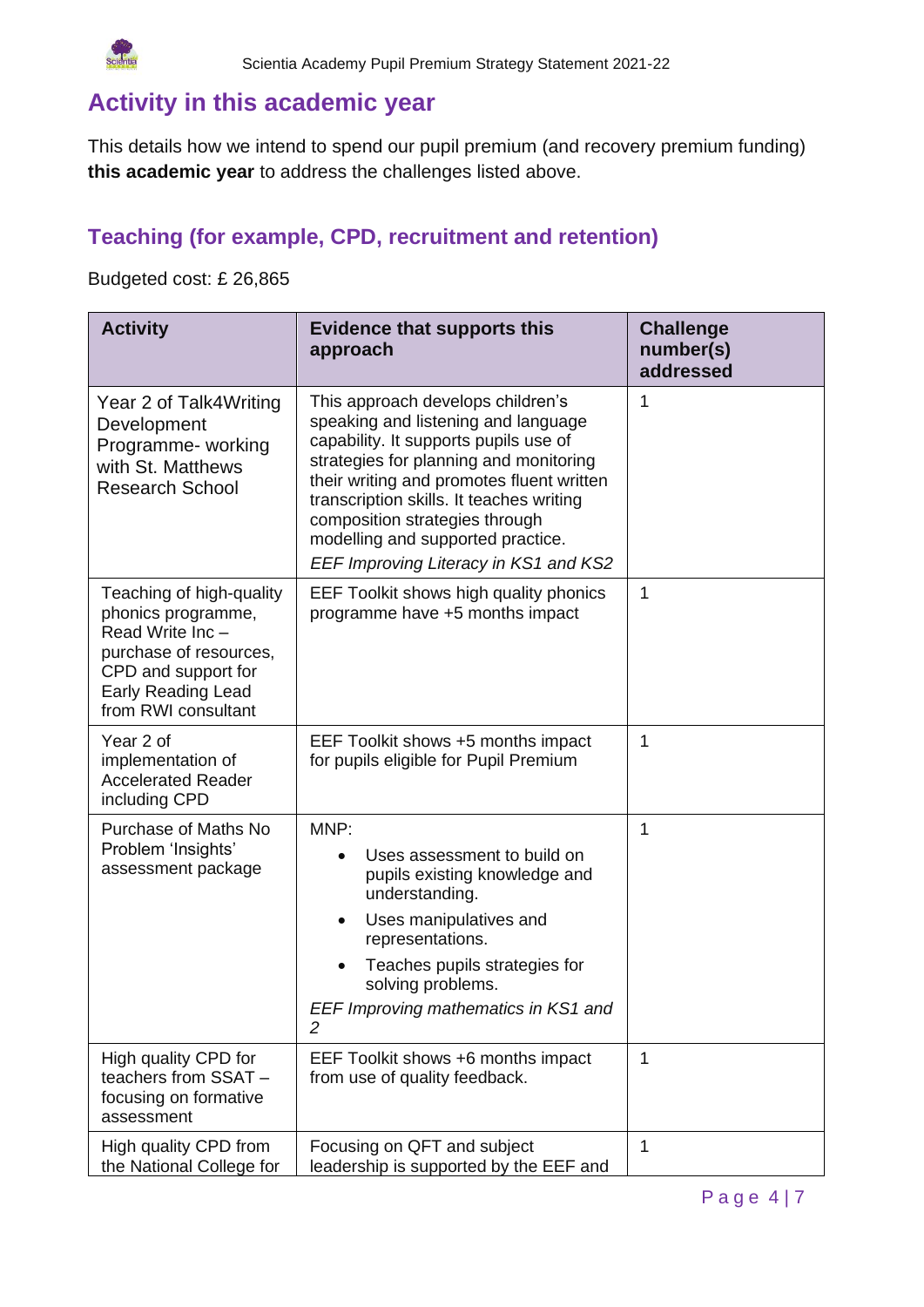## Activity in this academic year

This details how we intend to spend our pupil premium (and recovery premium funding) **this academic year** to address the challenges listed above.

### Teaching (for example, CPD, recruitment and retention)

Budgeted cost: £ 26,865

| Activity | Evidence that supports this approach | Challenge number(s) addressed |
|---|---|---|
| Year 2 of Talk4Writing Development Programme- working with St. Matthews Research School | This approach develops children's speaking and listening and language capability. It supports pupils use of strategies for planning and monitoring their writing and promotes fluent written transcription skills. It teaches writing composition strategies through modelling and supported practice. *EEF Improving Literacy in KS1 and KS2* | 1 |
| Teaching of high-quality phonics programme, Read Write Inc – purchase of resources, CPD and support for Early Reading Lead from RWI consultant | EEF Toolkit shows high quality phonics programme have +5 months impact | 1 |
| Year 2 of implementation of Accelerated Reader including CPD | EEF Toolkit shows +5 months impact for pupils eligible for Pupil Premium | 1 |
| Purchase of Maths No Problem 'Insights' assessment package | MNP: <ul><li>Uses assessment to build on pupils existing knowledge and understanding.</li><li>Uses manipulatives and representations.</li><li>Teaches pupils strategies for solving problems.</li></ul> *EEF Improving mathematics in KS1 and 2* | 1 |
| High quality CPD for teachers from SSAT – focusing on formative assessment | EEF Toolkit shows +6 months impact from use of quality feedback. | 1 |
| High quality CPD from the National College for | Focusing on QFT and subject leadership is supported by the EEF and | 1 |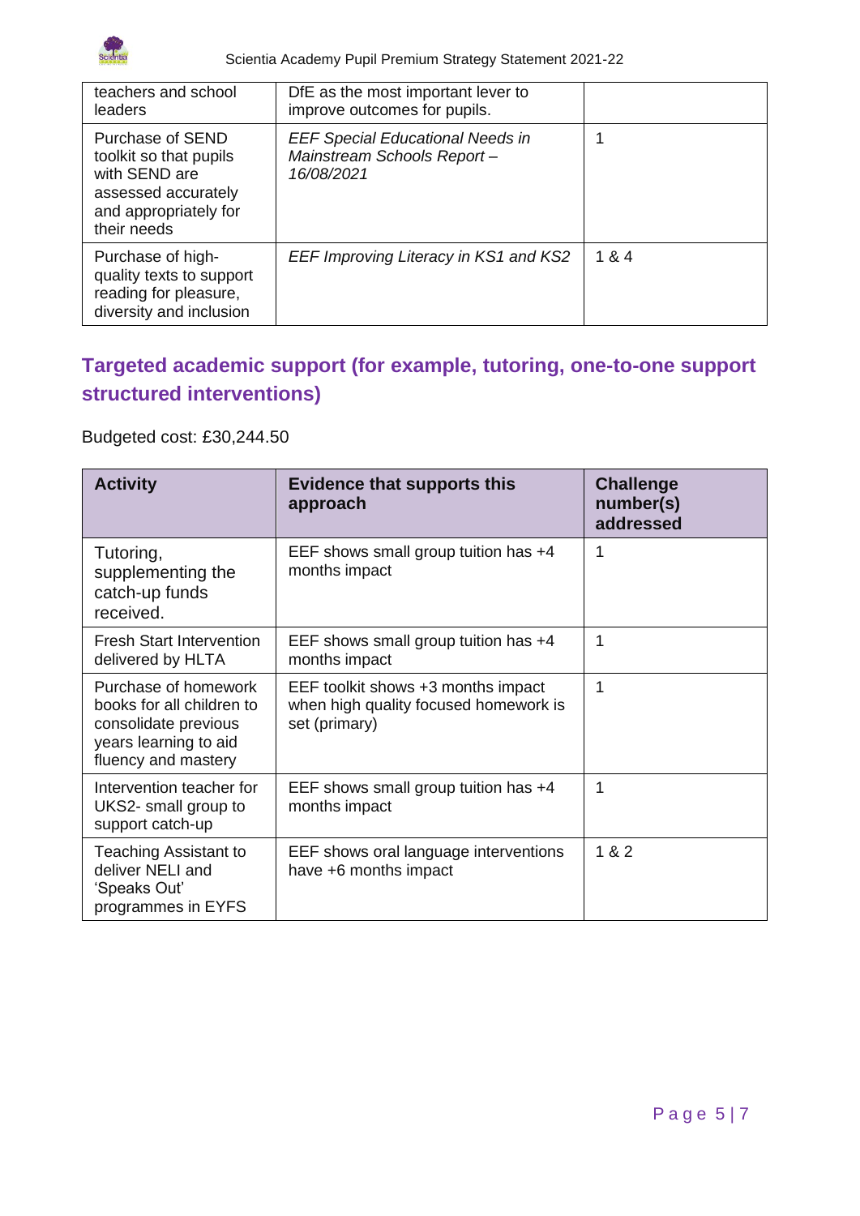| | | |
|---|---|---|
| teachers and school leaders | DfE as the most important lever to improve outcomes for pupils. | |
| Purchase of SEND toolkit so that pupils with SEND are assessed accurately and appropriately for their needs | *EEF Special Educational Needs in Mainstream Schools Report – 16/08/2021* | 1 |
| Purchase of high-quality texts to support reading for pleasure, diversity and inclusion | *EEF Improving Literacy in KS1 and KS2* | 1 & 4 |

## Targeted academic support (for example, tutoring, one-to-one support structured interventions)

Budgeted cost: £30,244.50

| Activity | Evidence that supports this approach | Challenge number(s) addressed |
|---|---|---|
| Tutoring, supplementing the catch-up funds received. | EEF shows small group tuition has +4 months impact | 1 |
| Fresh Start Intervention delivered by HLTA | EEF shows small group tuition has +4 months impact | 1 |
| Purchase of homework books for all children to consolidate previous years learning to aid fluency and mastery | EEF toolkit shows +3 months impact when high quality focused homework is set (primary) | 1 |
| Intervention teacher for UKS2- small group to support catch-up | EEF shows small group tuition has +4 months impact | 1 |
| Teaching Assistant to deliver NELI and 'Speaks Out' programmes in EYFS | EEF shows oral language interventions have +6 months impact | 1 & 2 |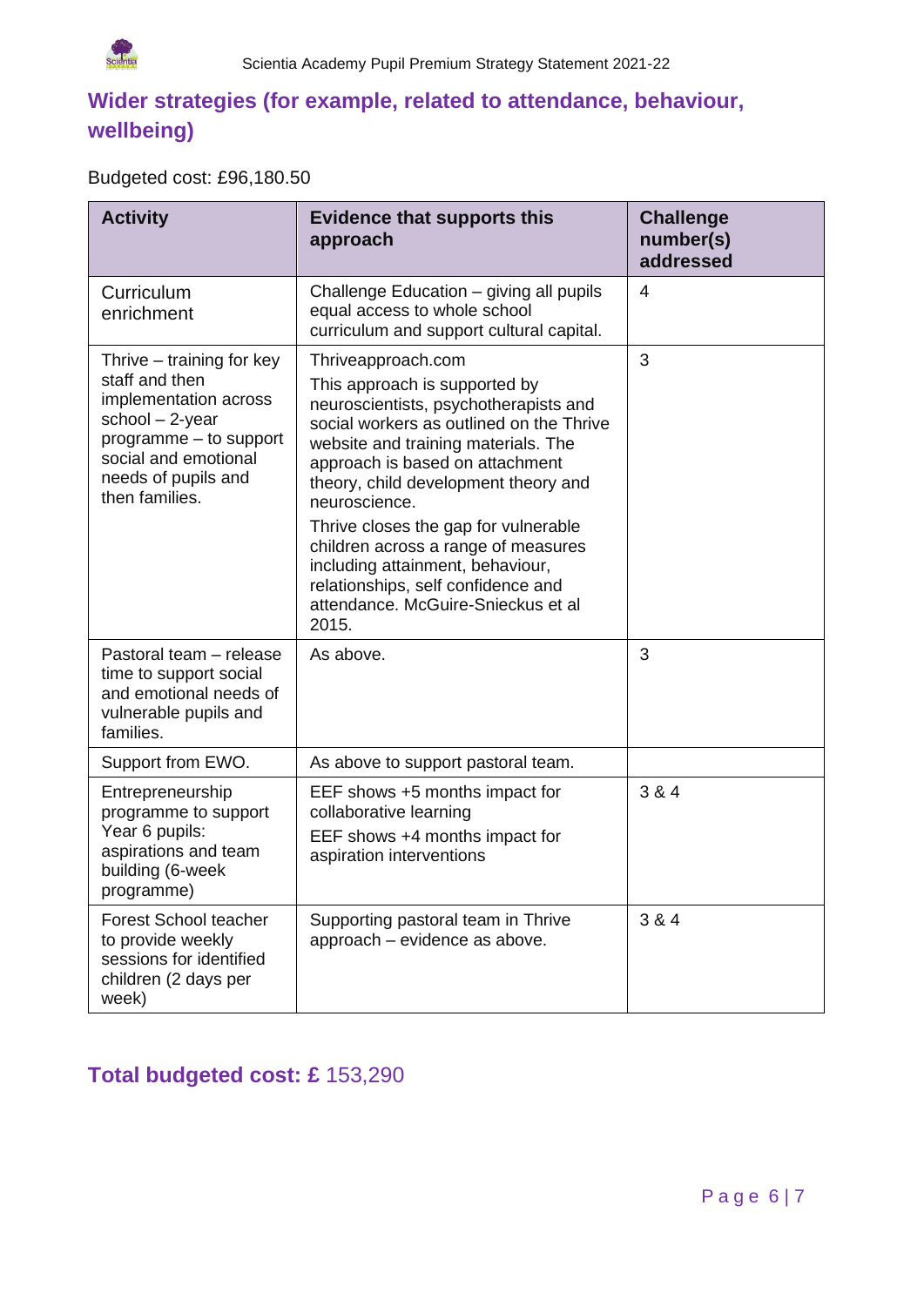## Wider strategies (for example, related to attendance, behaviour, wellbeing)

Budgeted cost: £96,180.50

| Activity | Evidence that supports this approach | Challenge number(s) addressed |
|---|---|---|
| Curriculum enrichment | Challenge Education – giving all pupils equal access to whole school curriculum and support cultural capital. | 4 |
| Thrive – training for key staff and then implementation across school – 2-year programme – to support social and emotional needs of pupils and then families. | Thriveapproach.com<br>This approach is supported by neuroscientists, psychotherapists and social workers as outlined on the Thrive website and training materials. The approach is based on attachment theory, child development theory and neuroscience.<br>Thrive closes the gap for vulnerable children across a range of measures including attainment, behaviour, relationships, self confidence and attendance. McGuire-Snieckus et al 2015. | 3 |
| Pastoral team – release time to support social and emotional needs of vulnerable pupils and families. | As above. | 3 |
| Support from EWO. | As above to support pastoral team. | |
| Entrepreneurship programme to support Year 6 pupils: aspirations and team building (6-week programme) | EEF shows +5 months impact for collaborative learning<br>EEF shows +4 months impact for aspiration interventions | 3 & 4 |
| Forest School teacher to provide weekly sessions for identified children (2 days per week) | Supporting pastoral team in Thrive approach – evidence as above. | 3 & 4 |

## Total budgeted cost: £ 153,290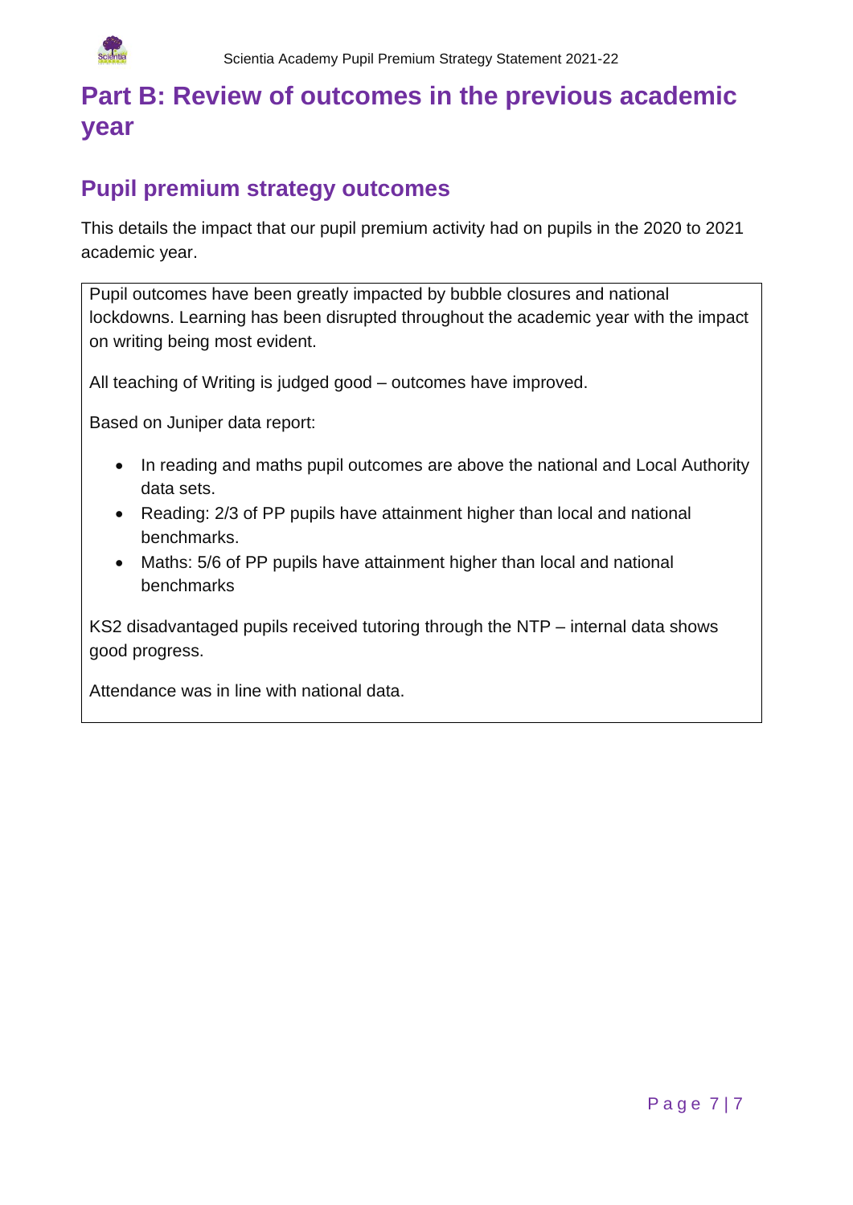# Part B: Review of outcomes in the previous academic year

## Pupil premium strategy outcomes

This details the impact that our pupil premium activity had on pupils in the 2020 to 2021 academic year.

Pupil outcomes have been greatly impacted by bubble closures and national lockdowns. Learning has been disrupted throughout the academic year with the impact on writing being most evident.

All teaching of Writing is judged good – outcomes have improved.

Based on Juniper data report:

- In reading and maths pupil outcomes are above the national and Local Authority data sets.
- Reading: 2/3 of PP pupils have attainment higher than local and national benchmarks.
- Maths: 5/6 of PP pupils have attainment higher than local and national benchmarks

KS2 disadvantaged pupils received tutoring through the NTP – internal data shows good progress.

Attendance was in line with national data.